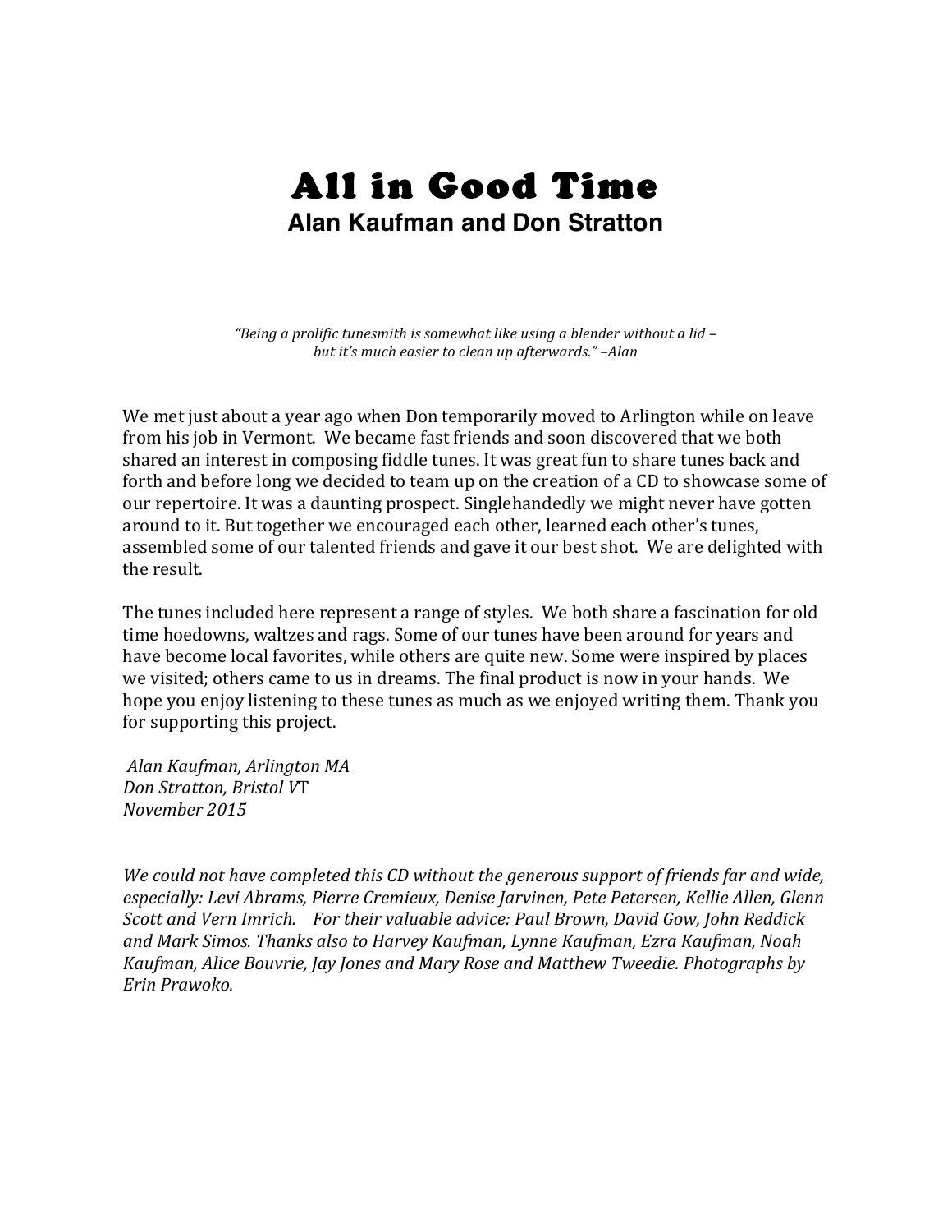# All in Good Time

## Alan Kaufman and Don Stratton

*"Being a prolific tunesmith is somewhat like using a blender without a lid – but it's much easier to clean up afterwards." –Alan*

We met just about a year ago when Don temporarily moved to Arlington while on leave from his job in Vermont. We became fast friends and soon discovered that we both shared an interest in composing fiddle tunes. It was great fun to share tunes back and forth and before long we decided to team up on the creation of a CD to showcase some of our repertoire. It was a daunting prospect. Singlehandedly we might never have gotten around to it. But together we encouraged each other, learned each other's tunes, assembled some of our talented friends and gave it our best shot. We are delighted with the result.

The tunes included here represent a range of styles. We both share a fascination for old time hoedowns, waltzes and rags. Some of our tunes have been around for years and have become local favorites, while others are quite new. Some were inspired by places we visited; others came to us in dreams. The final product is now in your hands. We hope you enjoy listening to these tunes as much as we enjoyed writing them. Thank you for supporting this project.

*Alan Kaufman, Arlington MA*
*Don Stratton, Bristol VT*
*November 2015*

*We could not have completed this CD without the generous support of friends far and wide, especially: Levi Abrams, Pierre Cremieux, Denise Jarvinen, Pete Petersen, Kellie Allen, Glenn Scott and Vern Imrich. For their valuable advice: Paul Brown, David Gow, John Reddick and Mark Simos. Thanks also to Harvey Kaufman, Lynne Kaufman, Ezra Kaufman, Noah Kaufman, Alice Bouvrie, Jay Jones and Mary Rose and Matthew Tweedie. Photographs by Erin Prawoko.*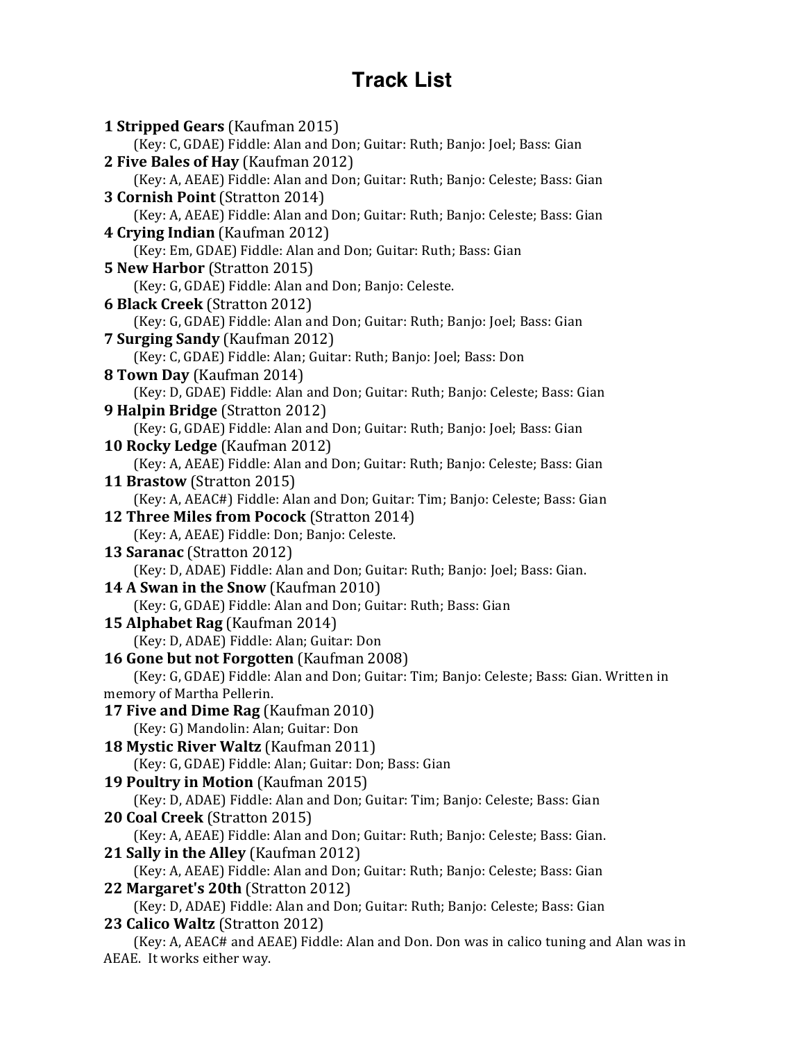# Track List

**1 Stripped Gears** (Kaufman 2015)
(Key: C, GDAE) Fiddle: Alan and Don; Guitar: Ruth; Banjo: Joel; Bass: Gian

**2 Five Bales of Hay** (Kaufman 2012)
(Key: A, AEAE) Fiddle: Alan and Don; Guitar: Ruth; Banjo: Celeste; Bass: Gian

**3 Cornish Point** (Stratton 2014)
(Key: A, AEAE) Fiddle: Alan and Don; Guitar: Ruth; Banjo: Celeste; Bass: Gian

**4 Crying Indian** (Kaufman 2012)
(Key: Em, GDAE) Fiddle: Alan and Don; Guitar: Ruth; Bass: Gian

**5 New Harbor** (Stratton 2015)
(Key: G, GDAE) Fiddle: Alan and Don; Banjo: Celeste.

**6 Black Creek** (Stratton 2012)
(Key: G, GDAE) Fiddle: Alan and Don; Guitar: Ruth; Banjo: Joel; Bass: Gian

**7 Surging Sandy** (Kaufman 2012)
(Key: C, GDAE) Fiddle: Alan; Guitar: Ruth; Banjo: Joel; Bass: Don

**8 Town Day** (Kaufman 2014)
(Key: D, GDAE) Fiddle: Alan and Don; Guitar: Ruth; Banjo: Celeste; Bass: Gian

**9 Halpin Bridge** (Stratton 2012)
(Key: G, GDAE) Fiddle: Alan and Don; Guitar: Ruth; Banjo: Joel; Bass: Gian

**10 Rocky Ledge** (Kaufman 2012)
(Key: A, AEAE) Fiddle: Alan and Don; Guitar: Ruth; Banjo: Celeste; Bass: Gian

**11 Brastow** (Stratton 2015)
(Key: A, AEAC#) Fiddle: Alan and Don; Guitar: Tim; Banjo: Celeste; Bass: Gian

**12 Three Miles from Pocock** (Stratton 2014)
(Key: A, AEAE) Fiddle: Don; Banjo: Celeste.

**13 Saranac** (Stratton 2012)
(Key: D, ADAE) Fiddle: Alan and Don; Guitar: Ruth; Banjo: Joel; Bass: Gian.

**14 A Swan in the Snow** (Kaufman 2010)
(Key: G, GDAE) Fiddle: Alan and Don; Guitar: Ruth; Bass: Gian

**15 Alphabet Rag** (Kaufman 2014)
(Key: D, ADAE) Fiddle: Alan; Guitar: Don

**16 Gone but not Forgotten** (Kaufman 2008)
(Key: G, GDAE) Fiddle: Alan and Don; Guitar: Tim; Banjo: Celeste; Bass: Gian. Written in memory of Martha Pellerin.

**17 Five and Dime Rag** (Kaufman 2010)
(Key: G) Mandolin: Alan; Guitar: Don

**18 Mystic River Waltz** (Kaufman 2011)
(Key: G, GDAE) Fiddle: Alan; Guitar: Don; Bass: Gian

**19 Poultry in Motion** (Kaufman 2015)
(Key: D, ADAE) Fiddle: Alan and Don; Guitar: Tim; Banjo: Celeste; Bass: Gian

**20 Coal Creek** (Stratton 2015)
(Key: A, AEAE) Fiddle: Alan and Don; Guitar: Ruth; Banjo: Celeste; Bass: Gian.

**21 Sally in the Alley** (Kaufman 2012)
(Key: A, AEAE) Fiddle: Alan and Don; Guitar: Ruth; Banjo: Celeste; Bass: Gian

**22 Margaret's 20th** (Stratton 2012)
(Key: D, ADAE) Fiddle: Alan and Don; Guitar: Ruth; Banjo: Celeste; Bass: Gian

**23 Calico Waltz** (Stratton 2012)
(Key: A, AEAC# and AEAE) Fiddle: Alan and Don. Don was in calico tuning and Alan was in AEAE. It works either way.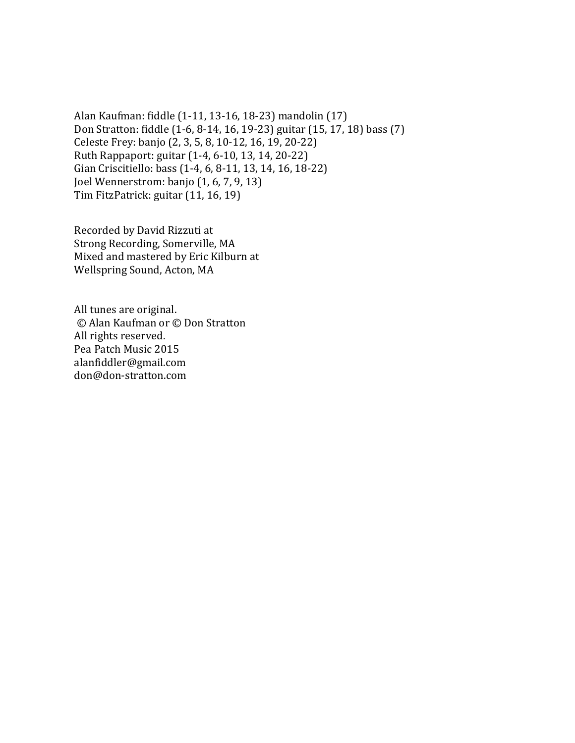Alan Kaufman: fiddle (1-11, 13-16, 18-23) mandolin (17)
Don Stratton: fiddle (1-6, 8-14, 16, 19-23) guitar (15, 17, 18) bass (7)
Celeste Frey: banjo (2, 3, 5, 8, 10-12, 16, 19, 20-22)
Ruth Rappaport: guitar (1-4, 6-10, 13, 14, 20-22)
Gian Criscitiello: bass (1-4, 6, 8-11, 13, 14, 16, 18-22)
Joel Wennerstrom: banjo (1, 6, 7, 9, 13)
Tim FitzPatrick: guitar (11, 16, 19)

Recorded by David Rizzuti at
Strong Recording, Somerville, MA
Mixed and mastered by Eric Kilburn at
Wellspring Sound, Acton, MA

All tunes are original.
© Alan Kaufman or © Don Stratton
All rights reserved.
Pea Patch Music 2015
alanfiddler@gmail.com
don@don-stratton.com